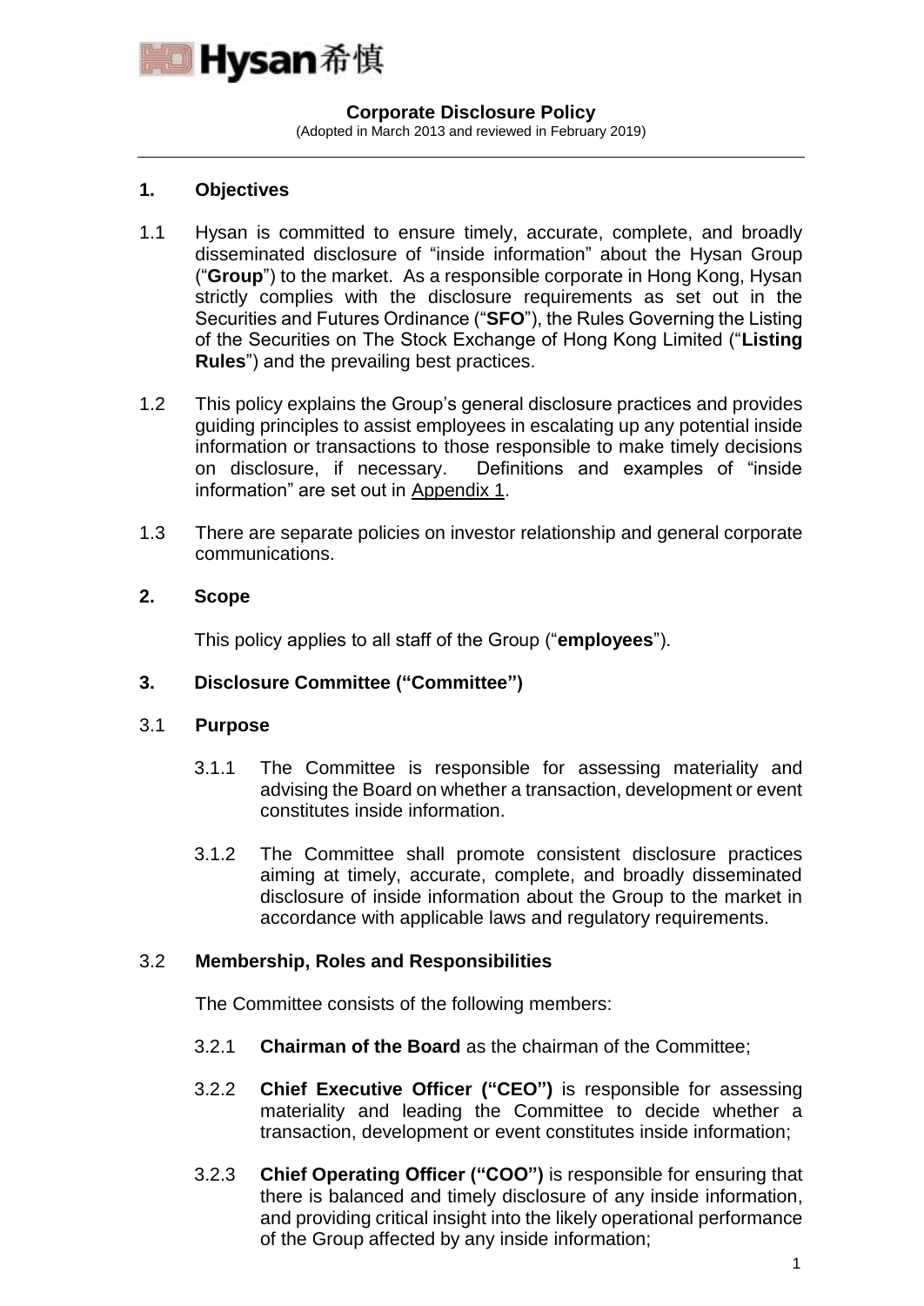# Corporate Disclosure Policy

(Adopted in March 2013 and reviewed in February 2019)

## 1. Objectives

1.1 Hysan is committed to ensure timely, accurate, complete, and broadly disseminated disclosure of "inside information" about the Hysan Group ("**Group**") to the market. As a responsible corporate in Hong Kong, Hysan strictly complies with the disclosure requirements as set out in the Securities and Futures Ordinance ("**SFO**"), the Rules Governing the Listing of the Securities on The Stock Exchange of Hong Kong Limited ("**Listing Rules**") and the prevailing best practices.

1.2 This policy explains the Group's general disclosure practices and provides guiding principles to assist employees in escalating up any potential inside information or transactions to those responsible to make timely decisions on disclosure, if necessary. Definitions and examples of "inside information" are set out in Appendix 1.

1.3 There are separate policies on investor relationship and general corporate communications.

## 2. Scope

This policy applies to all staff of the Group ("**employees**").

## 3. Disclosure Committee ("Committee")

### 3.1 Purpose

3.1.1 The Committee is responsible for assessing materiality and advising the Board on whether a transaction, development or event constitutes inside information.

3.1.2 The Committee shall promote consistent disclosure practices aiming at timely, accurate, complete, and broadly disseminated disclosure of inside information about the Group to the market in accordance with applicable laws and regulatory requirements.

### 3.2 Membership, Roles and Responsibilities

The Committee consists of the following members:

3.2.1 **Chairman of the Board** as the chairman of the Committee;

3.2.2 **Chief Executive Officer ("CEO")** is responsible for assessing materiality and leading the Committee to decide whether a transaction, development or event constitutes inside information;

3.2.3 **Chief Operating Officer ("COO")** is responsible for ensuring that there is balanced and timely disclosure of any inside information, and providing critical insight into the likely operational performance of the Group affected by any inside information;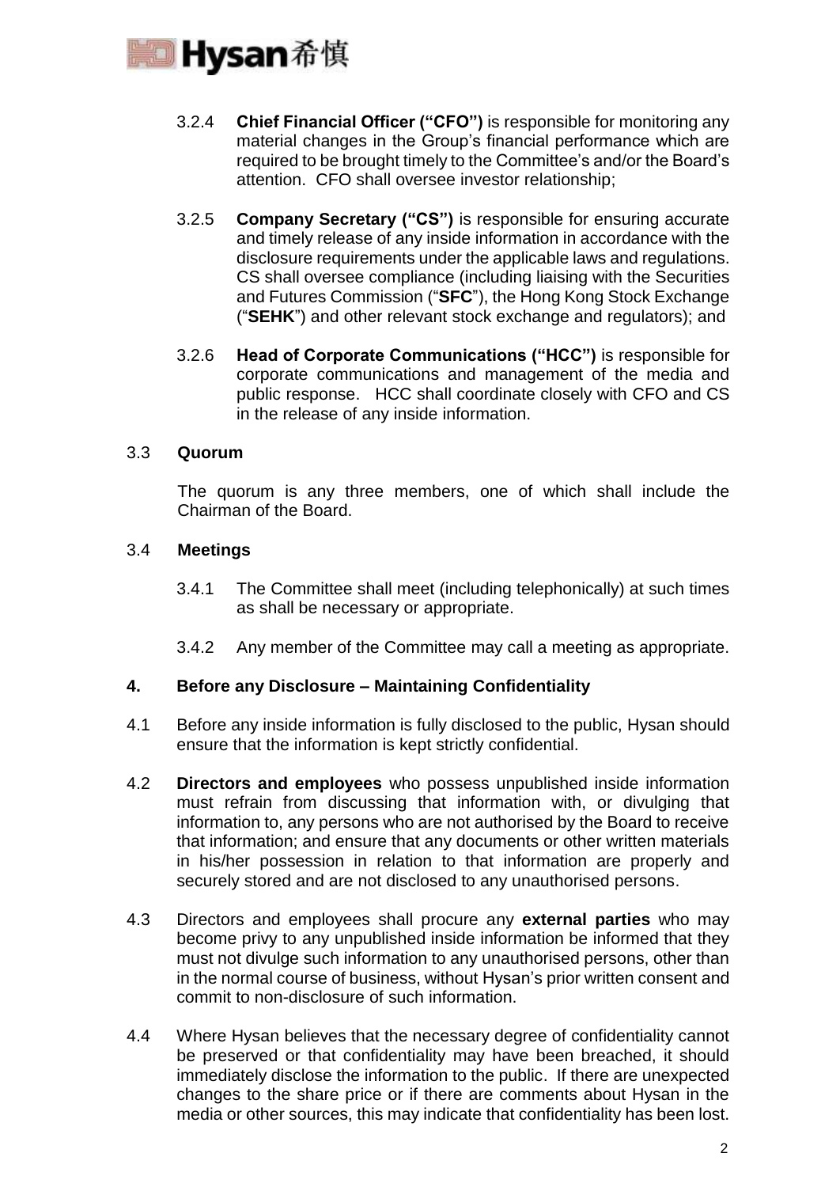3.2.4 **Chief Financial Officer ("CFO")** is responsible for monitoring any material changes in the Group's financial performance which are required to be brought timely to the Committee's and/or the Board's attention. CFO shall oversee investor relationship;

3.2.5 **Company Secretary ("CS")** is responsible for ensuring accurate and timely release of any inside information in accordance with the disclosure requirements under the applicable laws and regulations. CS shall oversee compliance (including liaising with the Securities and Futures Commission ("**SFC**"), the Hong Kong Stock Exchange ("**SEHK**") and other relevant stock exchange and regulators); and

3.2.6 **Head of Corporate Communications ("HCC")** is responsible for corporate communications and management of the media and public response. HCC shall coordinate closely with CFO and CS in the release of any inside information.

### 3.3 Quorum

The quorum is any three members, one of which shall include the Chairman of the Board.

### 3.4 Meetings

3.4.1 The Committee shall meet (including telephonically) at such times as shall be necessary or appropriate.

3.4.2 Any member of the Committee may call a meeting as appropriate.

## 4. Before any Disclosure – Maintaining Confidentiality

4.1 Before any inside information is fully disclosed to the public, Hysan should ensure that the information is kept strictly confidential.

4.2 **Directors and employees** who possess unpublished inside information must refrain from discussing that information with, or divulging that information to, any persons who are not authorised by the Board to receive that information; and ensure that any documents or other written materials in his/her possession in relation to that information are properly and securely stored and are not disclosed to any unauthorised persons.

4.3 Directors and employees shall procure any **external parties** who may become privy to any unpublished inside information be informed that they must not divulge such information to any unauthorised persons, other than in the normal course of business, without Hysan's prior written consent and commit to non-disclosure of such information.

4.4 Where Hysan believes that the necessary degree of confidentiality cannot be preserved or that confidentiality may have been breached, it should immediately disclose the information to the public. If there are unexpected changes to the share price or if there are comments about Hysan in the media or other sources, this may indicate that confidentiality has been lost.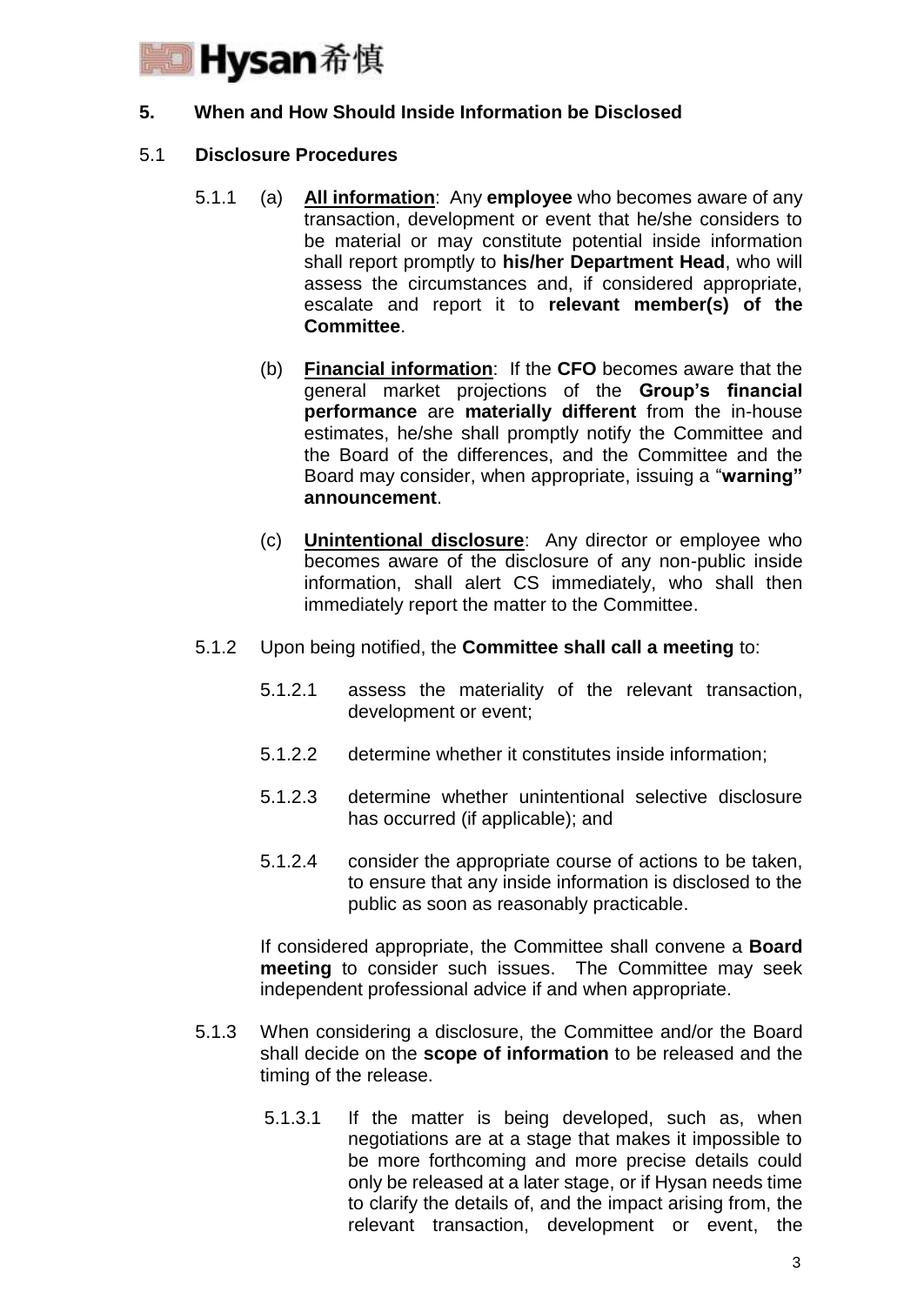## 5. When and How Should Inside Information be Disclosed

### 5.1 Disclosure Procedures

5.1.1 (a) **All information**: Any **employee** who becomes aware of any transaction, development or event that he/she considers to be material or may constitute potential inside information shall report promptly to **his/her Department Head**, who will assess the circumstances and, if considered appropriate, escalate and report it to **relevant member(s) of the Committee**.

(b) **Financial information**: If the **CFO** becomes aware that the general market projections of the **Group's financial performance** are **materially different** from the in-house estimates, he/she shall promptly notify the Committee and the Board of the differences, and the Committee and the Board may consider, when appropriate, issuing a "**warning" announcement**.

(c) **Unintentional disclosure**: Any director or employee who becomes aware of the disclosure of any non-public inside information, shall alert CS immediately, who shall then immediately report the matter to the Committee.

5.1.2 Upon being notified, the **Committee shall call a meeting** to:

5.1.2.1 assess the materiality of the relevant transaction, development or event;

5.1.2.2 determine whether it constitutes inside information;

5.1.2.3 determine whether unintentional selective disclosure has occurred (if applicable); and

5.1.2.4 consider the appropriate course of actions to be taken, to ensure that any inside information is disclosed to the public as soon as reasonably practicable.

If considered appropriate, the Committee shall convene a **Board meeting** to consider such issues. The Committee may seek independent professional advice if and when appropriate.

5.1.3 When considering a disclosure, the Committee and/or the Board shall decide on the **scope of information** to be released and the timing of the release.

5.1.3.1 If the matter is being developed, such as, when negotiations are at a stage that makes it impossible to be more forthcoming and more precise details could only be released at a later stage, or if Hysan needs time to clarify the details of, and the impact arising from, the relevant transaction, development or event, the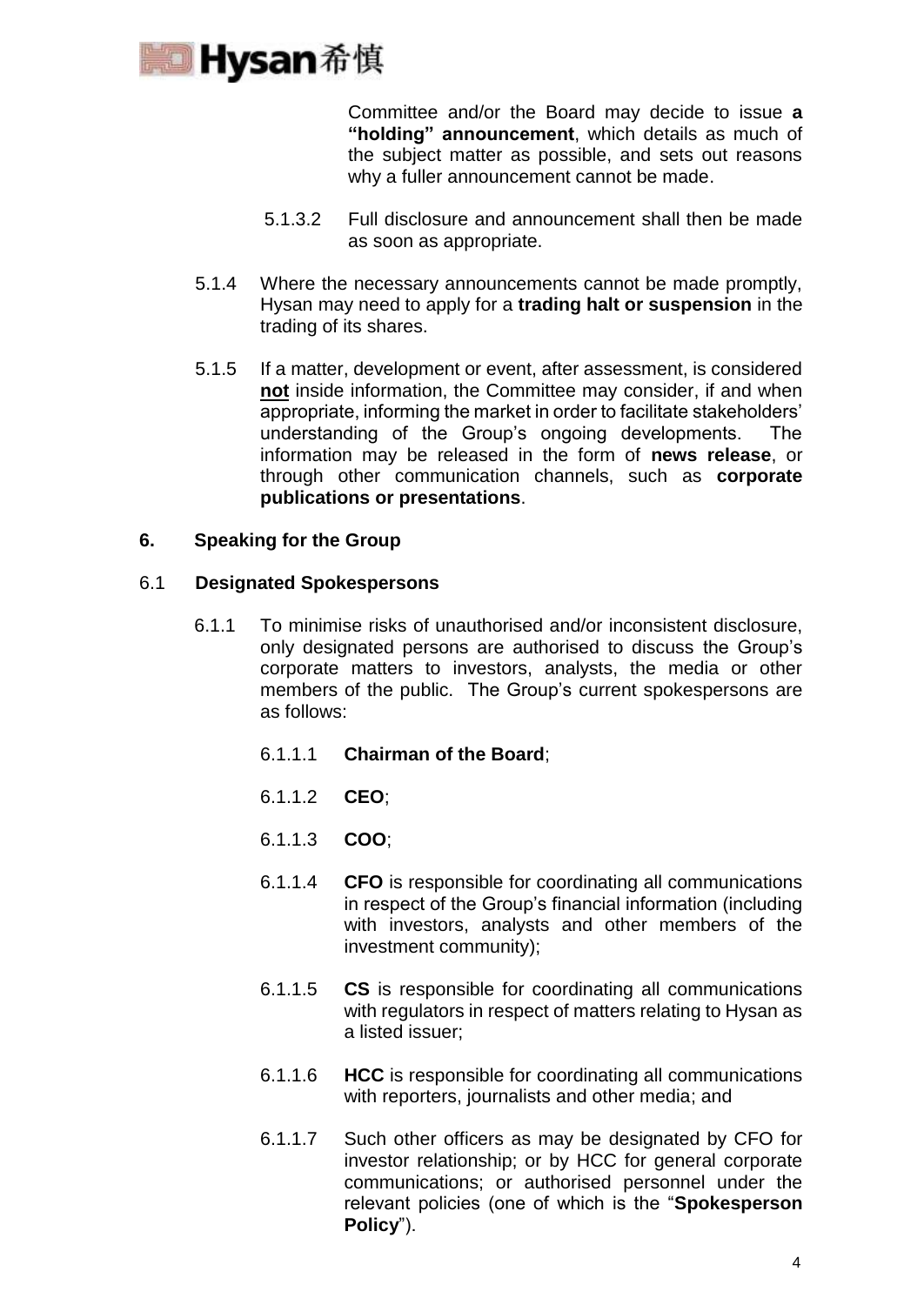Committee and/or the Board may decide to issue **a "holding" announcement**, which details as much of the subject matter as possible, and sets out reasons why a fuller announcement cannot be made.

5.1.3.2 Full disclosure and announcement shall then be made as soon as appropriate.

5.1.4 Where the necessary announcements cannot be made promptly, Hysan may need to apply for a **trading halt or suspension** in the trading of its shares.

5.1.5 If a matter, development or event, after assessment, is considered **not** inside information, the Committee may consider, if and when appropriate, informing the market in order to facilitate stakeholders' understanding of the Group's ongoing developments. The information may be released in the form of **news release**, or through other communication channels, such as **corporate publications or presentations**.

## 6. Speaking for the Group

### 6.1 Designated Spokespersons

6.1.1 To minimise risks of unauthorised and/or inconsistent disclosure, only designated persons are authorised to discuss the Group's corporate matters to investors, analysts, the media or other members of the public. The Group's current spokespersons are as follows:

6.1.1.1 **Chairman of the Board**;

6.1.1.2 **CEO**;

6.1.1.3 **COO**;

6.1.1.4 **CFO** is responsible for coordinating all communications in respect of the Group's financial information (including with investors, analysts and other members of the investment community);

6.1.1.5 **CS** is responsible for coordinating all communications with regulators in respect of matters relating to Hysan as a listed issuer;

6.1.1.6 **HCC** is responsible for coordinating all communications with reporters, journalists and other media; and

6.1.1.7 Such other officers as may be designated by CFO for investor relationship; or by HCC for general corporate communications; or authorised personnel under the relevant policies (one of which is the "**Spokesperson Policy**").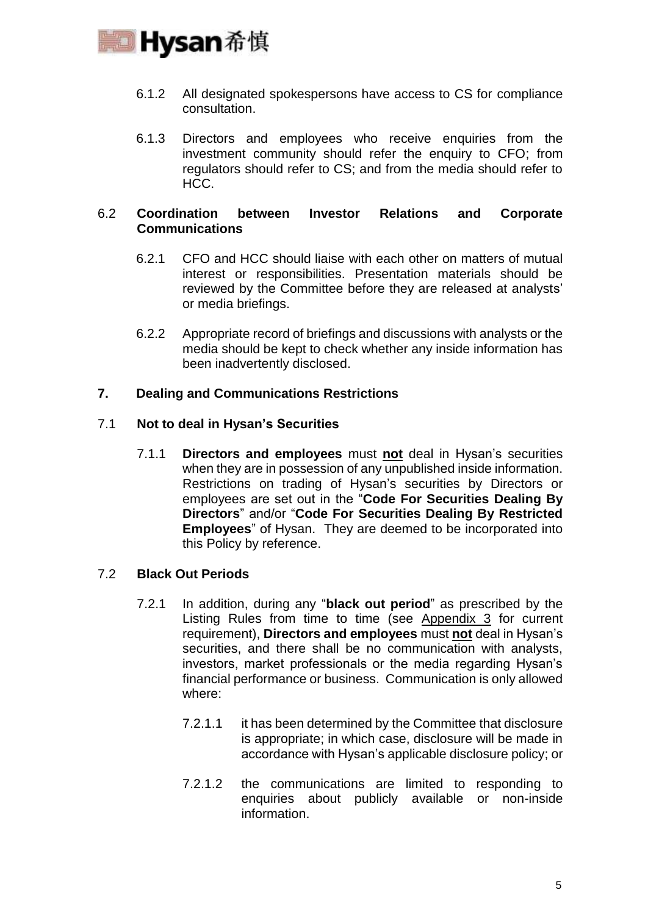6.1.2 All designated spokespersons have access to CS for compliance consultation.

6.1.3 Directors and employees who receive enquiries from the investment community should refer the enquiry to CFO; from regulators should refer to CS; and from the media should refer to HCC.

### 6.2 Coordination between Investor Relations and Corporate Communications

6.2.1 CFO and HCC should liaise with each other on matters of mutual interest or responsibilities. Presentation materials should be reviewed by the Committee before they are released at analysts' or media briefings.

6.2.2 Appropriate record of briefings and discussions with analysts or the media should be kept to check whether any inside information has been inadvertently disclosed.

## 7. Dealing and Communications Restrictions

### 7.1 Not to deal in Hysan's Securities

7.1.1 **Directors and employees** must **not** deal in Hysan's securities when they are in possession of any unpublished inside information. Restrictions on trading of Hysan's securities by Directors or employees are set out in the "**Code For Securities Dealing By Directors**" and/or "**Code For Securities Dealing By Restricted Employees**" of Hysan. They are deemed to be incorporated into this Policy by reference.

### 7.2 Black Out Periods

7.2.1 In addition, during any "**black out period**" as prescribed by the Listing Rules from time to time (see Appendix 3 for current requirement), **Directors and employees** must **not** deal in Hysan's securities, and there shall be no communication with analysts, investors, market professionals or the media regarding Hysan's financial performance or business. Communication is only allowed where:

7.2.1.1 it has been determined by the Committee that disclosure is appropriate; in which case, disclosure will be made in accordance with Hysan's applicable disclosure policy; or

7.2.1.2 the communications are limited to responding to enquiries about publicly available or non-inside information.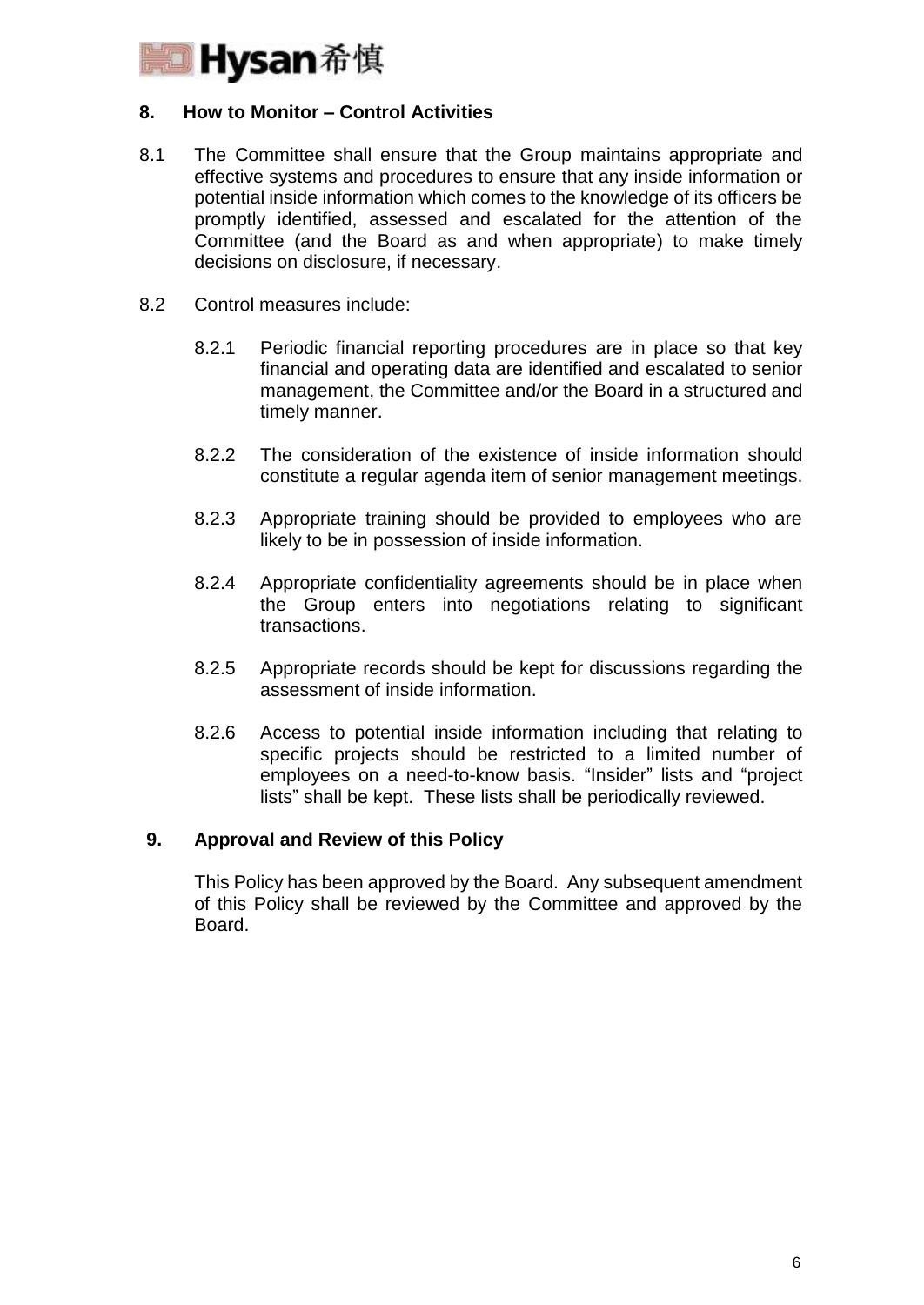## 8. How to Monitor – Control Activities

8.1 The Committee shall ensure that the Group maintains appropriate and effective systems and procedures to ensure that any inside information or potential inside information which comes to the knowledge of its officers be promptly identified, assessed and escalated for the attention of the Committee (and the Board as and when appropriate) to make timely decisions on disclosure, if necessary.

8.2 Control measures include:

8.2.1 Periodic financial reporting procedures are in place so that key financial and operating data are identified and escalated to senior management, the Committee and/or the Board in a structured and timely manner.

8.2.2 The consideration of the existence of inside information should constitute a regular agenda item of senior management meetings.

8.2.3 Appropriate training should be provided to employees who are likely to be in possession of inside information.

8.2.4 Appropriate confidentiality agreements should be in place when the Group enters into negotiations relating to significant transactions.

8.2.5 Appropriate records should be kept for discussions regarding the assessment of inside information.

8.2.6 Access to potential inside information including that relating to specific projects should be restricted to a limited number of employees on a need-to-know basis. "Insider" lists and "project lists" shall be kept. These lists shall be periodically reviewed.

## 9. Approval and Review of this Policy

This Policy has been approved by the Board. Any subsequent amendment of this Policy shall be reviewed by the Committee and approved by the Board.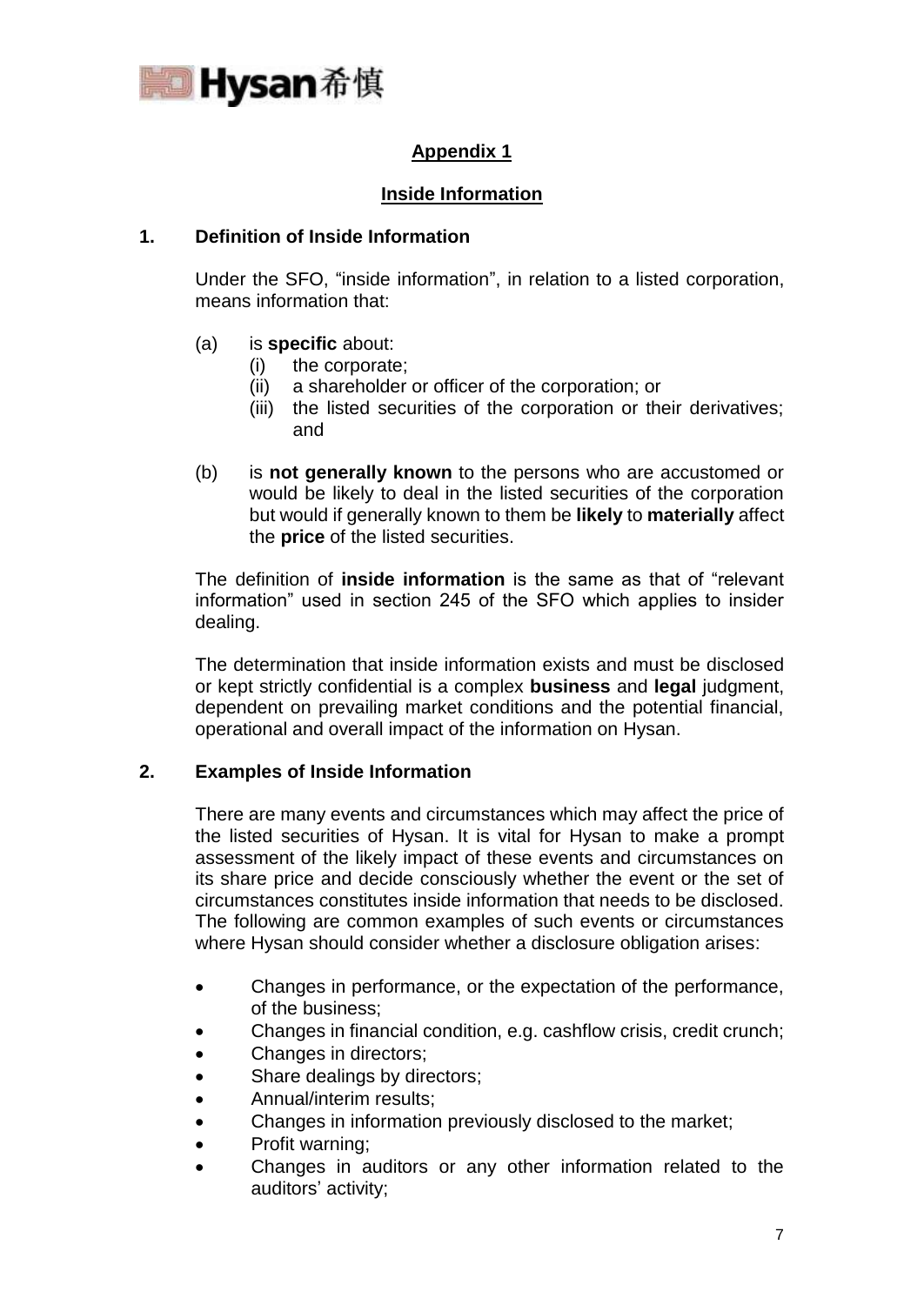## Appendix 1

## Inside Information

### 1. Definition of Inside Information

Under the SFO, "inside information", in relation to a listed corporation, means information that:

(a) is **specific** about:
   (i) the corporate;
   (ii) a shareholder or officer of the corporation; or
   (iii) the listed securities of the corporation or their derivatives; and

(b) is **not generally known** to the persons who are accustomed or would be likely to deal in the listed securities of the corporation but would if generally known to them be **likely** to **materially** affect the **price** of the listed securities.

The definition of **inside information** is the same as that of "relevant information" used in section 245 of the SFO which applies to insider dealing.

The determination that inside information exists and must be disclosed or kept strictly confidential is a complex **business** and **legal** judgment, dependent on prevailing market conditions and the potential financial, operational and overall impact of the information on Hysan.

### 2. Examples of Inside Information

There are many events and circumstances which may affect the price of the listed securities of Hysan. It is vital for Hysan to make a prompt assessment of the likely impact of these events and circumstances on its share price and decide consciously whether the event or the set of circumstances constitutes inside information that needs to be disclosed. The following are common examples of such events or circumstances where Hysan should consider whether a disclosure obligation arises:

- Changes in performance, or the expectation of the performance, of the business;
- Changes in financial condition, e.g. cashflow crisis, credit crunch;
- Changes in directors;
- Share dealings by directors;
- Annual/interim results;
- Changes in information previously disclosed to the market;
- Profit warning;
- Changes in auditors or any other information related to the auditors' activity;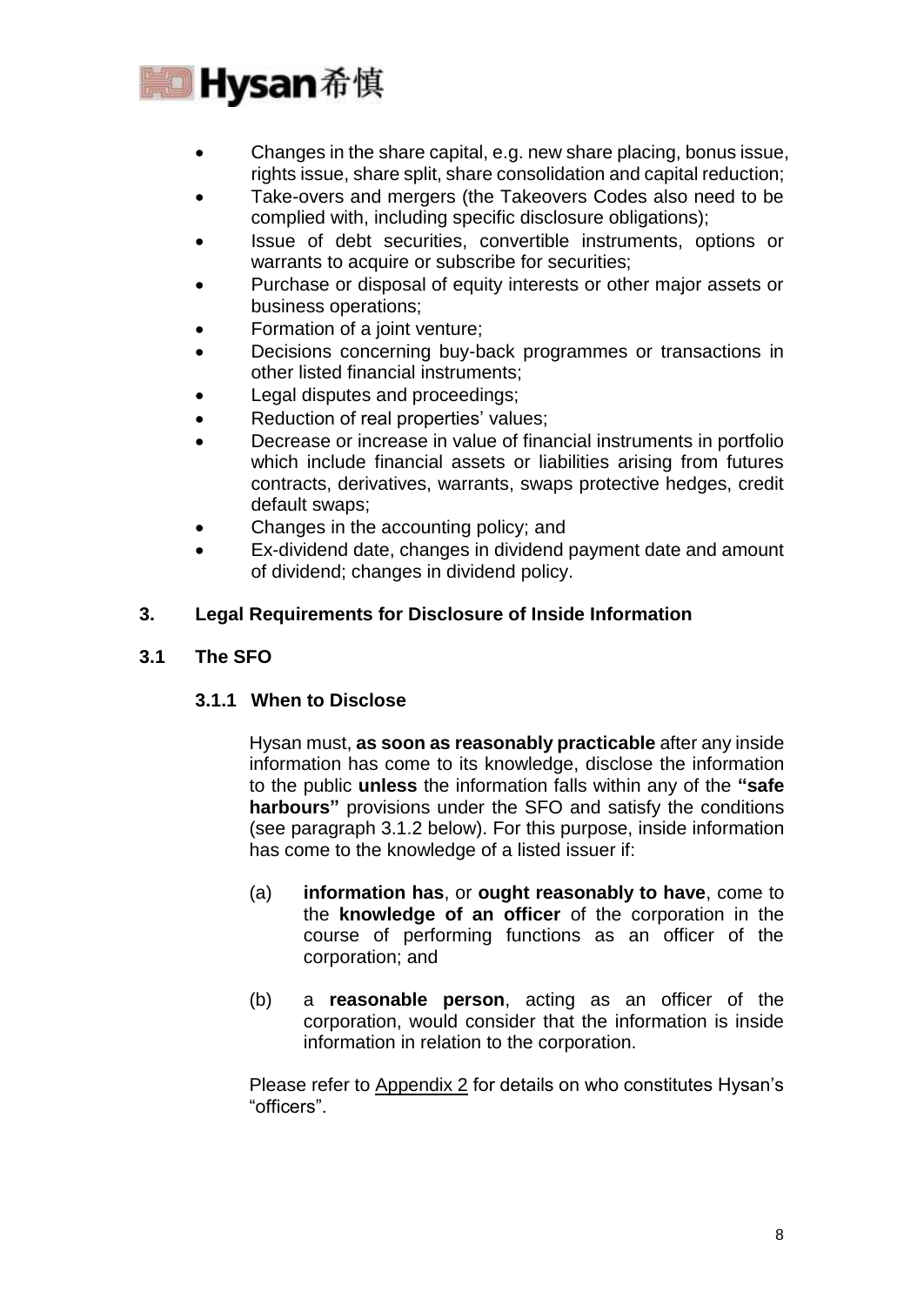- Changes in the share capital, e.g. new share placing, bonus issue, rights issue, share split, share consolidation and capital reduction;
- Take-overs and mergers (the Takeovers Codes also need to be complied with, including specific disclosure obligations);
- Issue of debt securities, convertible instruments, options or warrants to acquire or subscribe for securities;
- Purchase or disposal of equity interests or other major assets or business operations;
- Formation of a joint venture;
- Decisions concerning buy-back programmes or transactions in other listed financial instruments;
- Legal disputes and proceedings;
- Reduction of real properties' values;
- Decrease or increase in value of financial instruments in portfolio which include financial assets or liabilities arising from futures contracts, derivatives, warrants, swaps protective hedges, credit default swaps;
- Changes in the accounting policy; and
- Ex-dividend date, changes in dividend payment date and amount of dividend; changes in dividend policy.

## 3. Legal Requirements for Disclosure of Inside Information

### 3.1 The SFO

#### 3.1.1 When to Disclose

Hysan must, **as soon as reasonably practicable** after any inside information has come to its knowledge, disclose the information to the public **unless** the information falls within any of the **"safe harbours"** provisions under the SFO and satisfy the conditions (see paragraph 3.1.2 below). For this purpose, inside information has come to the knowledge of a listed issuer if:

(a) **information has**, or **ought reasonably to have**, come to the **knowledge of an officer** of the corporation in the course of performing functions as an officer of the corporation; and

(b) a **reasonable person**, acting as an officer of the corporation, would consider that the information is inside information in relation to the corporation.

Please refer to Appendix 2 for details on who constitutes Hysan's "officers".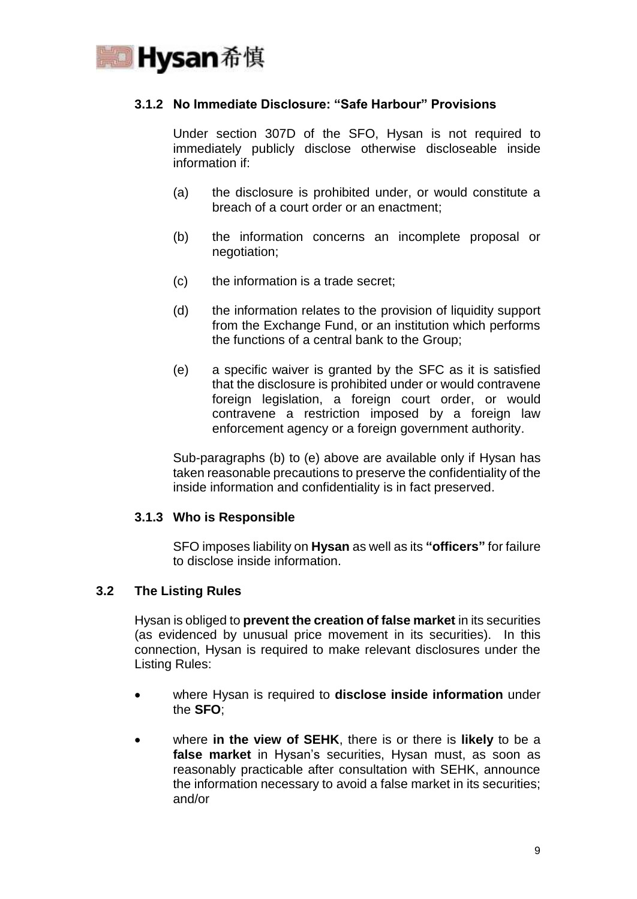#### 3.1.2 No Immediate Disclosure: "Safe Harbour" Provisions

Under section 307D of the SFO, Hysan is not required to immediately publicly disclose otherwise discloseable inside information if:

(a) the disclosure is prohibited under, or would constitute a breach of a court order or an enactment;

(b) the information concerns an incomplete proposal or negotiation;

(c) the information is a trade secret;

(d) the information relates to the provision of liquidity support from the Exchange Fund, or an institution which performs the functions of a central bank to the Group;

(e) a specific waiver is granted by the SFC as it is satisfied that the disclosure is prohibited under or would contravene foreign legislation, a foreign court order, or would contravene a restriction imposed by a foreign law enforcement agency or a foreign government authority.

Sub-paragraphs (b) to (e) above are available only if Hysan has taken reasonable precautions to preserve the confidentiality of the inside information and confidentiality is in fact preserved.

#### 3.1.3 Who is Responsible

SFO imposes liability on **Hysan** as well as its **"officers"** for failure to disclose inside information.

### 3.2 The Listing Rules

Hysan is obliged to **prevent the creation of false market** in its securities (as evidenced by unusual price movement in its securities). In this connection, Hysan is required to make relevant disclosures under the Listing Rules:

- where Hysan is required to **disclose inside information** under the **SFO**;
- where **in the view of SEHK**, there is or there is **likely** to be a **false market** in Hysan's securities, Hysan must, as soon as reasonably practicable after consultation with SEHK, announce the information necessary to avoid a false market in its securities; and/or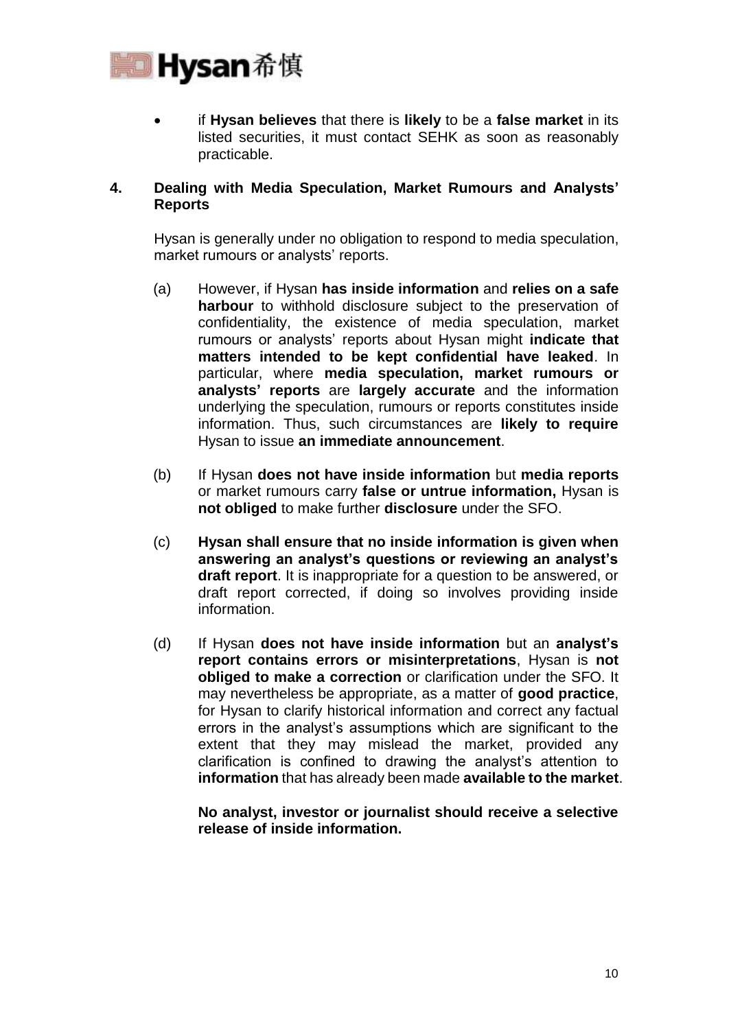- if **Hysan believes** that there is **likely** to be a **false market** in its listed securities, it must contact SEHK as soon as reasonably practicable.

## 4. Dealing with Media Speculation, Market Rumours and Analysts' Reports

Hysan is generally under no obligation to respond to media speculation, market rumours or analysts' reports.

(a) However, if Hysan **has inside information** and **relies on a safe harbour** to withhold disclosure subject to the preservation of confidentiality, the existence of media speculation, market rumours or analysts' reports about Hysan might **indicate that matters intended to be kept confidential have leaked**. In particular, where **media speculation, market rumours or analysts' reports** are **largely accurate** and the information underlying the speculation, rumours or reports constitutes inside information. Thus, such circumstances are **likely to require** Hysan to issue **an immediate announcement**.

(b) If Hysan **does not have inside information** but **media reports** or market rumours carry **false or untrue information,** Hysan is **not obliged** to make further **disclosure** under the SFO.

(c) **Hysan shall ensure that no inside information is given when answering an analyst's questions or reviewing an analyst's draft report**. It is inappropriate for a question to be answered, or draft report corrected, if doing so involves providing inside information.

(d) If Hysan **does not have inside information** but an **analyst's report contains errors or misinterpretations**, Hysan is **not obliged to make a correction** or clarification under the SFO. It may nevertheless be appropriate, as a matter of **good practice**, for Hysan to clarify historical information and correct any factual errors in the analyst's assumptions which are significant to the extent that they may mislead the market, provided any clarification is confined to drawing the analyst's attention to **information** that has already been made **available to the market**.

**No analyst, investor or journalist should receive a selective release of inside information.**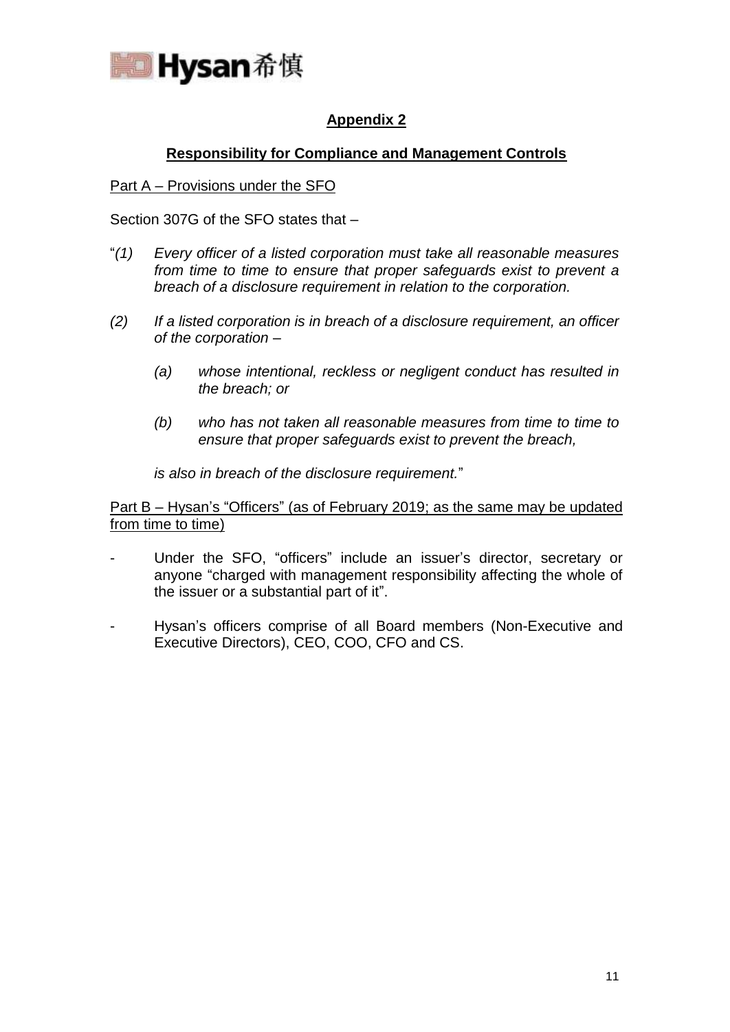## Appendix 2

### Responsibility for Compliance and Management Controls

Part A – Provisions under the SFO

Section 307G of the SFO states that –

"*(1) Every officer of a listed corporation must take all reasonable measures from time to time to ensure that proper safeguards exist to prevent a breach of a disclosure requirement in relation to the corporation.*

*(2) If a listed corporation is in breach of a disclosure requirement, an officer of the corporation –*

*(a) whose intentional, reckless or negligent conduct has resulted in the breach; or*

*(b) who has not taken all reasonable measures from time to time to ensure that proper safeguards exist to prevent the breach,*

*is also in breach of the disclosure requirement.*"

Part B – Hysan's "Officers" (as of February 2019; as the same may be updated from time to time)

- Under the SFO, "officers" include an issuer's director, secretary or anyone "charged with management responsibility affecting the whole of the issuer or a substantial part of it".
- Hysan's officers comprise of all Board members (Non-Executive and Executive Directors), CEO, COO, CFO and CS.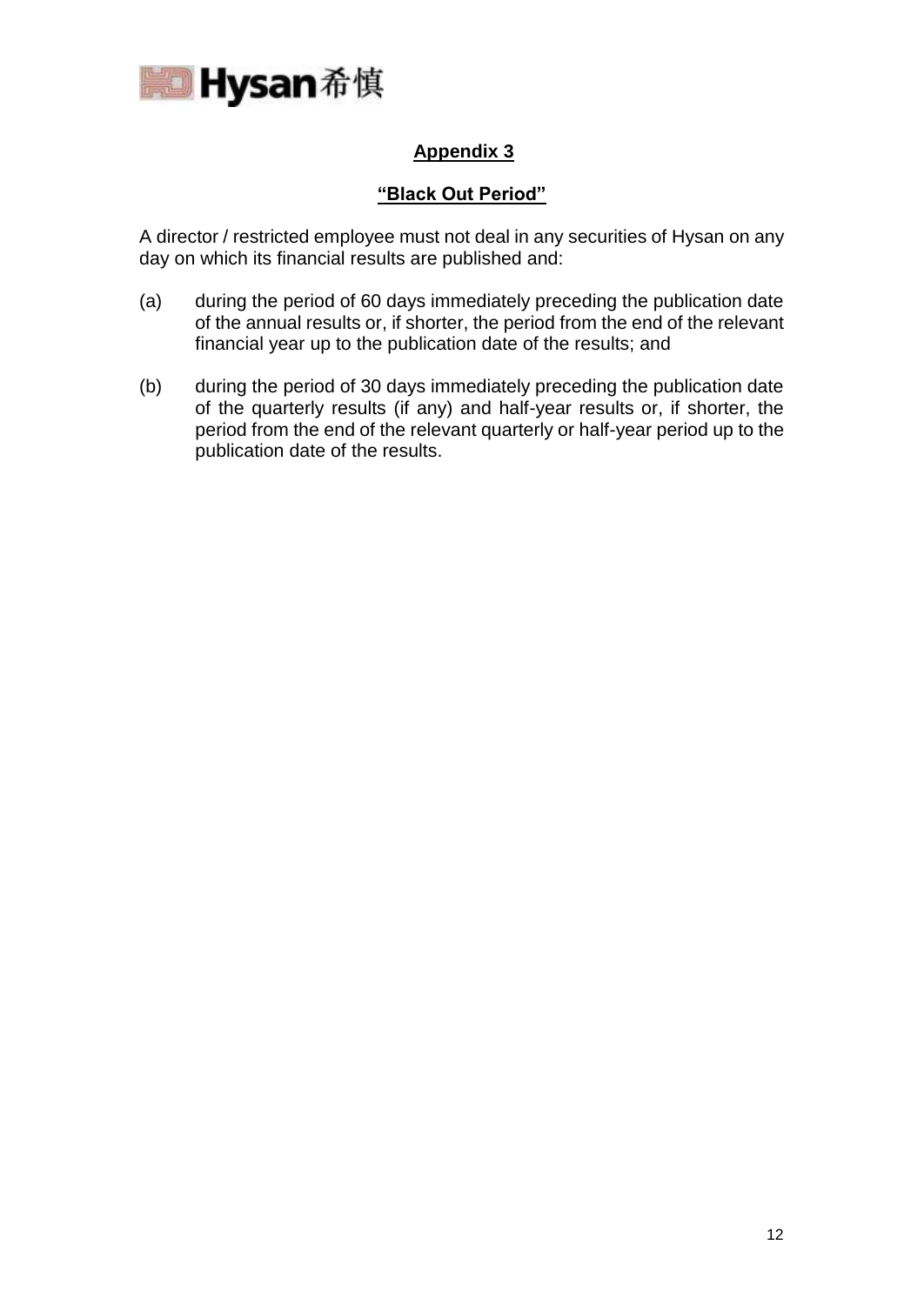## Appendix 3

### "Black Out Period"

A director / restricted employee must not deal in any securities of Hysan on any day on which its financial results are published and:

(a) during the period of 60 days immediately preceding the publication date of the annual results or, if shorter, the period from the end of the relevant financial year up to the publication date of the results; and

(b) during the period of 30 days immediately preceding the publication date of the quarterly results (if any) and half-year results or, if shorter, the period from the end of the relevant quarterly or half-year period up to the publication date of the results.